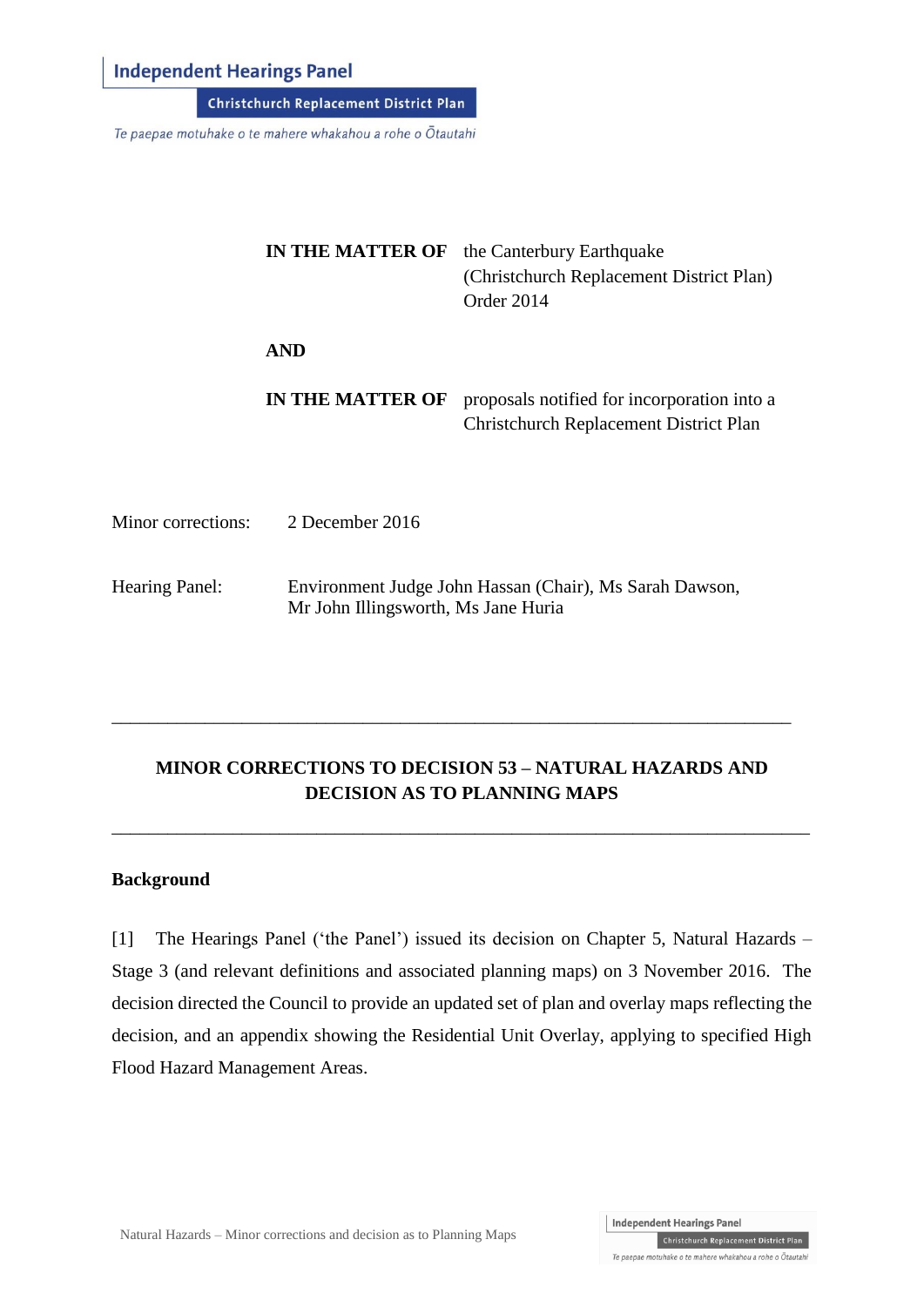Independent Hearings Panel

Christchurch Replacement District Plan

*Te paepae motuhake o te mahere whakahou a rohe o Ōtautahi*

**IN THE MATTER OF** the Canterbury Earthquake (Christchurch Replacement District Plan) Order 2014

**AND**

**IN THE MATTER OF** proposals notified for incorporation into a Christchurch Replacement District Plan

Minor corrections: 2 December 2016

Hearing Panel: Environment Judge John Hassan (Chair), Ms Sarah Dawson, Mr John Illingsworth, Ms Jane Huria

---

**MINOR CORRECTIONS TO DECISION 53 – NATURAL HAZARDS AND DECISION AS TO PLANNING MAPS**

---

## Background

[1] The Hearings Panel ('the Panel') issued its decision on Chapter 5, Natural Hazards – Stage 3 (and relevant definitions and associated planning maps) on 3 November 2016. The decision directed the Council to provide an updated set of plan and overlay maps reflecting the decision, and an appendix showing the Residential Unit Overlay, applying to specified High Flood Hazard Management Areas.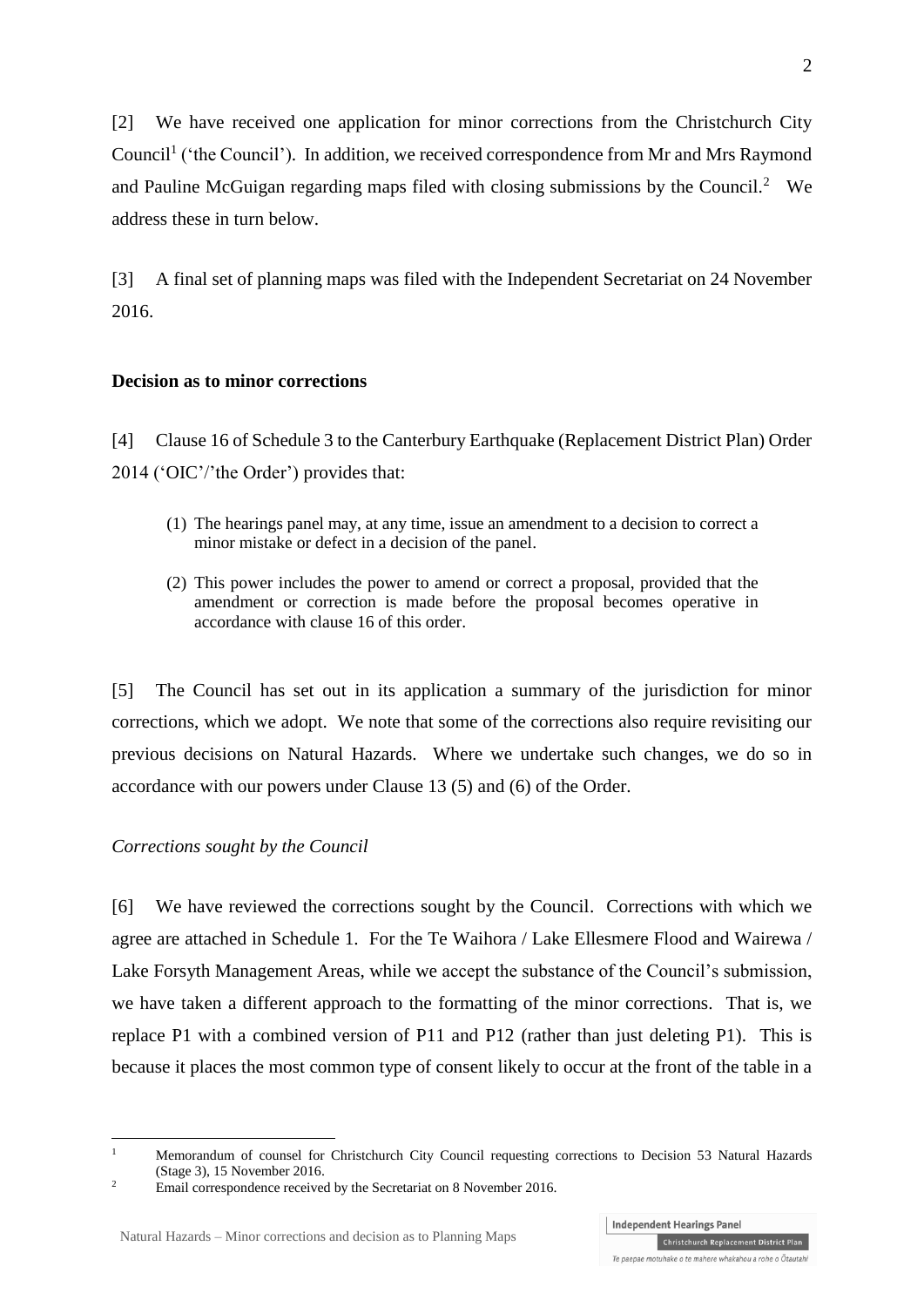[2] We have received one application for minor corrections from the Christchurch City Council[1] ('the Council'). In addition, we received correspondence from Mr and Mrs Raymond and Pauline McGuigan regarding maps filed with closing submissions by the Council.[2] We address these in turn below.

[3] A final set of planning maps was filed with the Independent Secretariat on 24 November 2016.

**Decision as to minor corrections**

[4] Clause 16 of Schedule 3 to the Canterbury Earthquake (Replacement District Plan) Order 2014 ('OIC'/'the Order') provides that:

> (1) The hearings panel may, at any time, issue an amendment to a decision to correct a minor mistake or defect in a decision of the panel.
>
> (2) This power includes the power to amend or correct a proposal, provided that the amendment or correction is made before the proposal becomes operative in accordance with clause 16 of this order.

[5] The Council has set out in its application a summary of the jurisdiction for minor corrections, which we adopt. We note that some of the corrections also require revisiting our previous decisions on Natural Hazards. Where we undertake such changes, we do so in accordance with our powers under Clause 13 (5) and (6) of the Order.

*Corrections sought by the Council*

[6] We have reviewed the corrections sought by the Council. Corrections with which we agree are attached in Schedule 1. For the Te Waihora / Lake Ellesmere Flood and Wairewa / Lake Forsyth Management Areas, while we accept the substance of the Council's submission, we have taken a different approach to the formatting of the minor corrections. That is, we replace P1 with a combined version of P11 and P12 (rather than just deleting P1). This is because it places the most common type of consent likely to occur at the front of the table in a

---

[1] Memorandum of counsel for Christchurch City Council requesting corrections to Decision 53 Natural Hazards (Stage 3), 15 November 2016.

[2] Email correspondence received by the Secretariat on 8 November 2016.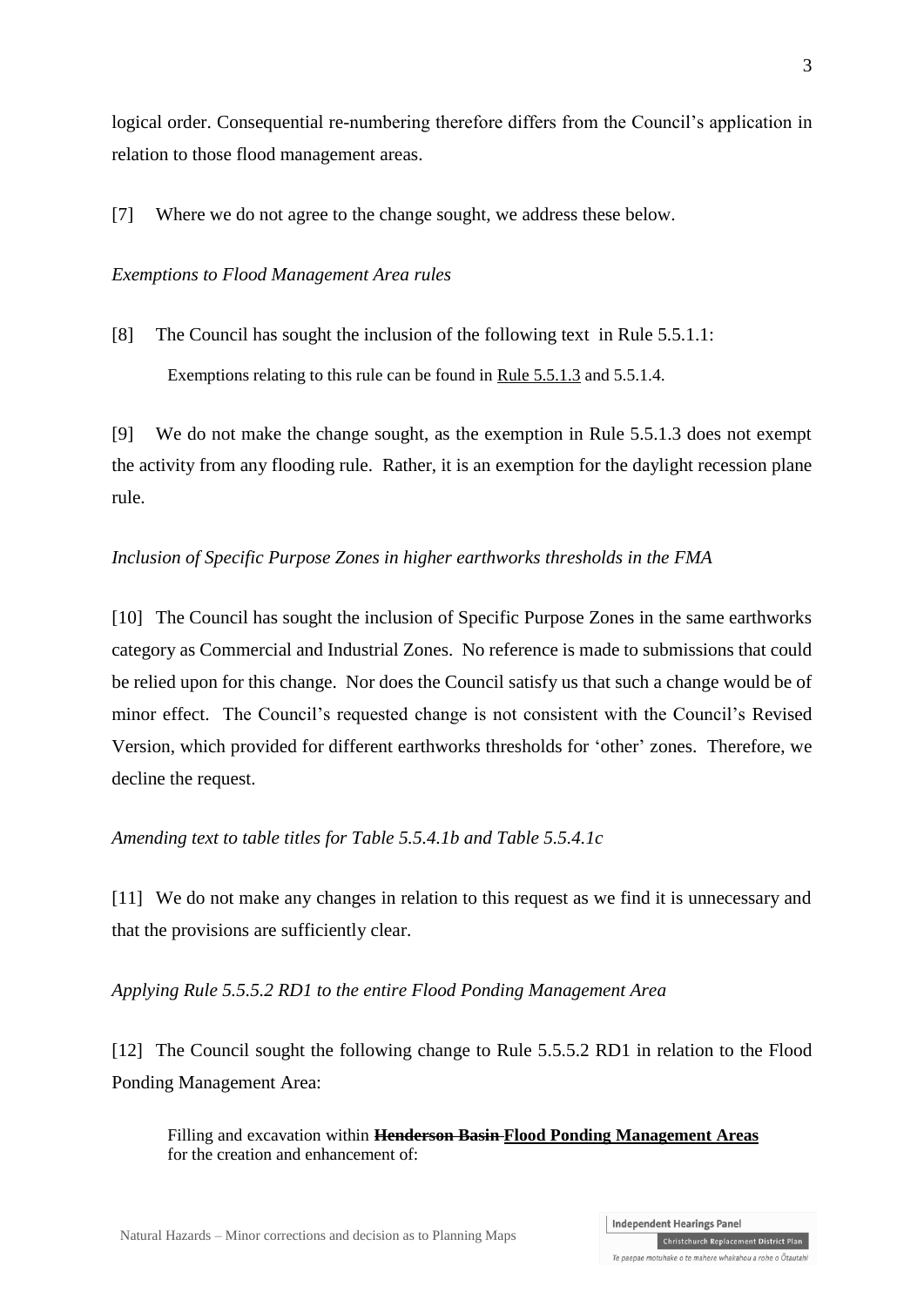logical order. Consequential re-numbering therefore differs from the Council's application in relation to those flood management areas.

[7] Where we do not agree to the change sought, we address these below.

*Exemptions to Flood Management Area rules*

[8] The Council has sought the inclusion of the following text in Rule 5.5.1.1:

> Exemptions relating to this rule can be found in <u>Rule 5.5.1.3</u> and 5.5.1.4.

[9] We do not make the change sought, as the exemption in Rule 5.5.1.3 does not exempt the activity from any flooding rule. Rather, it is an exemption for the daylight recession plane rule.

*Inclusion of Specific Purpose Zones in higher earthworks thresholds in the FMA*

[10] The Council has sought the inclusion of Specific Purpose Zones in the same earthworks category as Commercial and Industrial Zones. No reference is made to submissions that could be relied upon for this change. Nor does the Council satisfy us that such a change would be of minor effect. The Council's requested change is not consistent with the Council's Revised Version, which provided for different earthworks thresholds for 'other' zones. Therefore, we decline the request.

*Amending text to table titles for Table 5.5.4.1b and Table 5.5.4.1c*

[11] We do not make any changes in relation to this request as we find it is unnecessary and that the provisions are sufficiently clear.

*Applying Rule 5.5.5.2 RD1 to the entire Flood Ponding Management Area*

[12] The Council sought the following change to Rule 5.5.5.2 RD1 in relation to the Flood Ponding Management Area:

> Filling and excavation within **~~Henderson Basin~~** **<u>Flood Ponding Management Areas</u>** for the creation and enhancement of: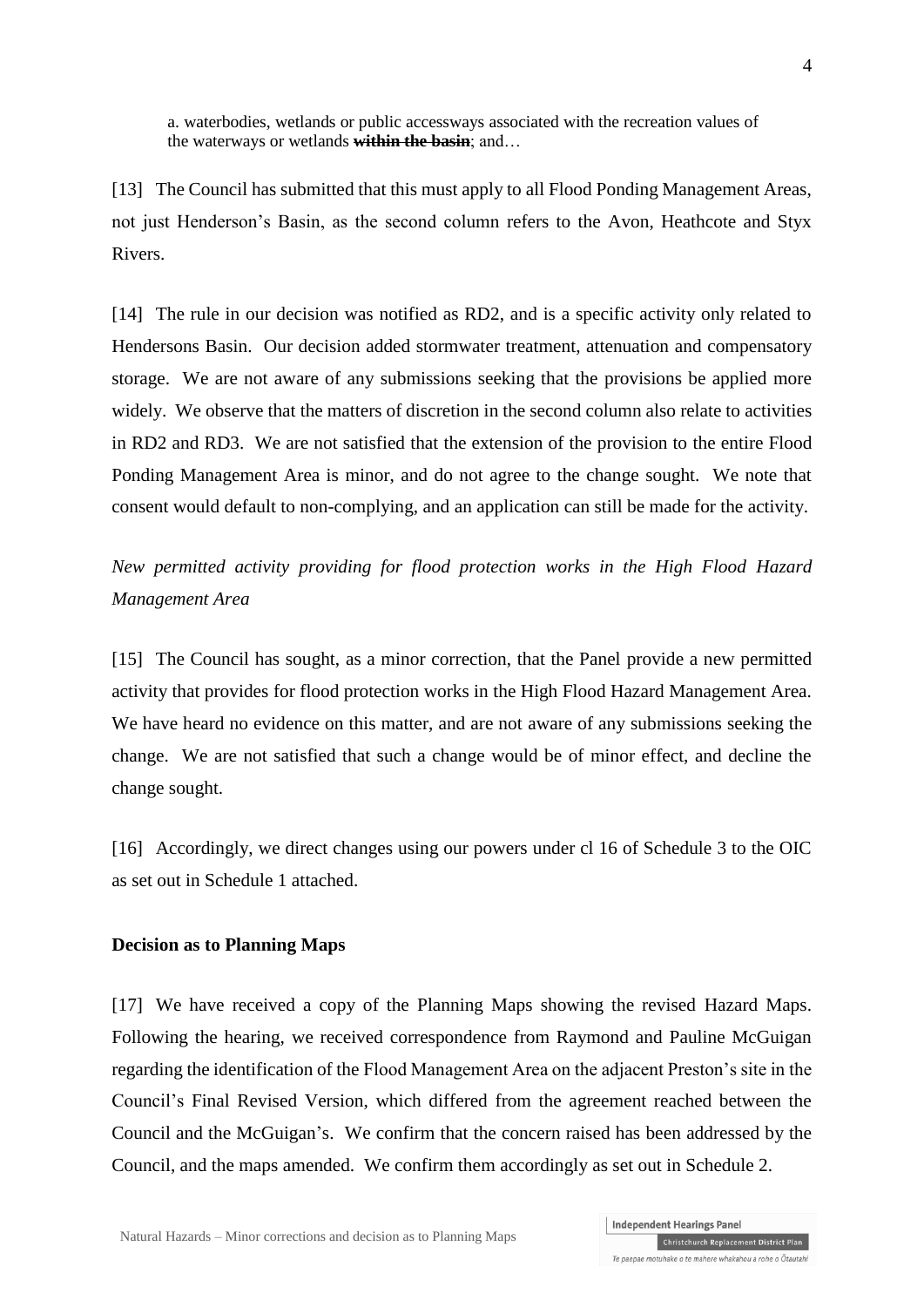a. waterbodies, wetlands or public accessways associated with the recreation values of the waterways or wetlands ~~**within the basin**~~; and…

[13] The Council has submitted that this must apply to all Flood Ponding Management Areas, not just Henderson's Basin, as the second column refers to the Avon, Heathcote and Styx Rivers.

[14] The rule in our decision was notified as RD2, and is a specific activity only related to Hendersons Basin. Our decision added stormwater treatment, attenuation and compensatory storage. We are not aware of any submissions seeking that the provisions be applied more widely. We observe that the matters of discretion in the second column also relate to activities in RD2 and RD3. We are not satisfied that the extension of the provision to the entire Flood Ponding Management Area is minor, and do not agree to the change sought. We note that consent would default to non-complying, and an application can still be made for the activity.

*New permitted activity providing for flood protection works in the High Flood Hazard Management Area*

[15] The Council has sought, as a minor correction, that the Panel provide a new permitted activity that provides for flood protection works in the High Flood Hazard Management Area. We have heard no evidence on this matter, and are not aware of any submissions seeking the change. We are not satisfied that such a change would be of minor effect, and decline the change sought.

[16] Accordingly, we direct changes using our powers under cl 16 of Schedule 3 to the OIC as set out in Schedule 1 attached.

**Decision as to Planning Maps**

[17] We have received a copy of the Planning Maps showing the revised Hazard Maps. Following the hearing, we received correspondence from Raymond and Pauline McGuigan regarding the identification of the Flood Management Area on the adjacent Preston's site in the Council's Final Revised Version, which differed from the agreement reached between the Council and the McGuigan's. We confirm that the concern raised has been addressed by the Council, and the maps amended. We confirm them accordingly as set out in Schedule 2.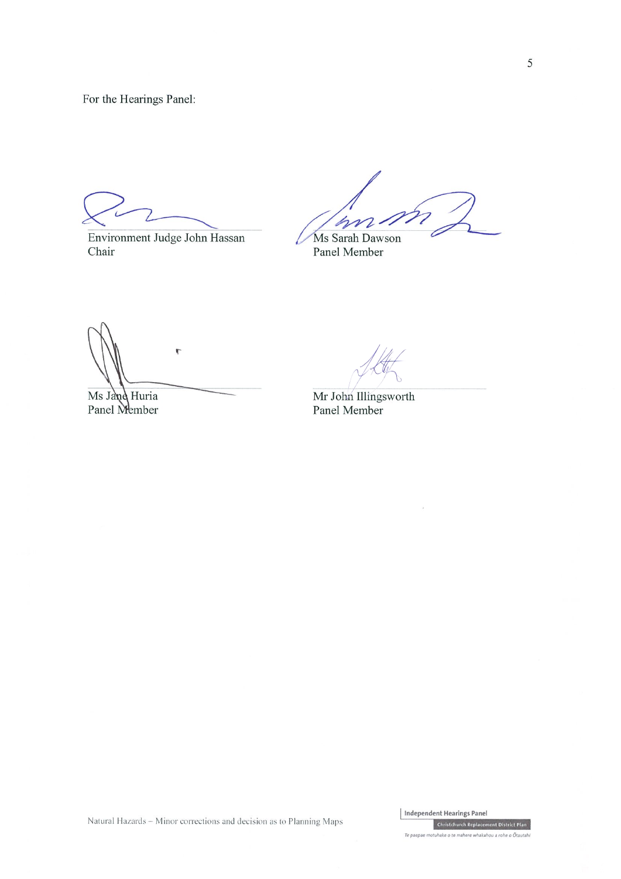For the Hearings Panel:

Environment Judge John Hassan
Chair

Ms Sarah Dawson
Panel Member

Ms Jane Huria
Panel Member

Mr John Illingsworth
Panel Member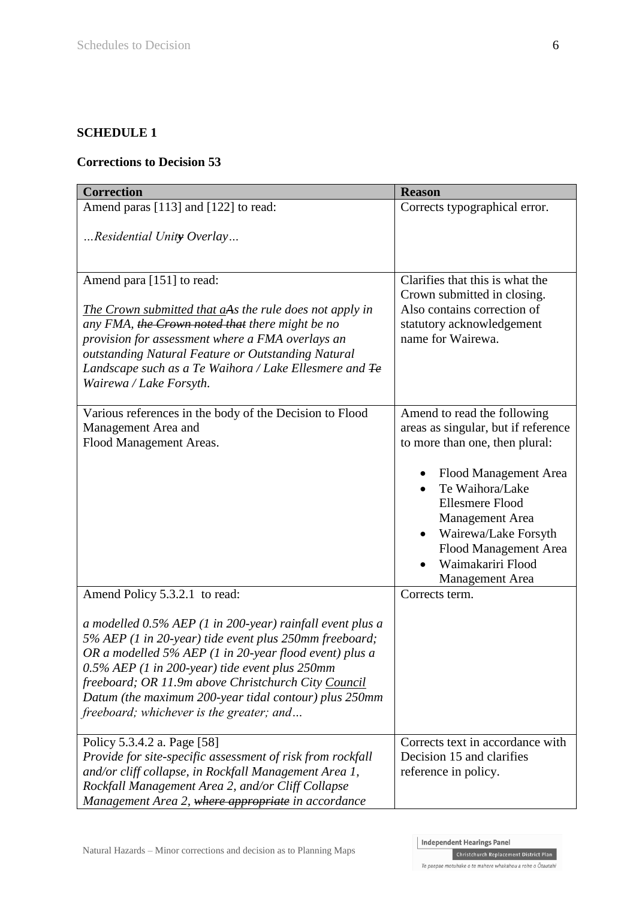**SCHEDULE 1**

**Corrections to Decision 53**

| Correction | Reason |
|---|---|
| Amend paras [113] and [122] to read:<br><br>*…Residential Unit~~y~~ Overlay…* | Corrects typographical error. |
| Amend para [151] to read:<br><br>*<u>The Crown submitted that a</u>~~A~~s the rule does not apply in any FMA, ~~the Crown noted that~~ there might be no provision for assessment where a FMA overlays an outstanding Natural Feature or Outstanding Natural Landscape such as a Te Waihora / Lake Ellesmere and ~~Te~~ Wairewa / Lake Forsyth.* | Clarifies that this is what the Crown submitted in closing. Also contains correction of statutory acknowledgement name for Wairewa. |
| Various references in the body of the Decision to Flood Management Area and Flood Management Areas. | Amend to read the following areas as singular, but if reference to more than one, then plural:<br><br>• Flood Management Area<br>• Te Waihora/Lake Ellesmere Flood Management Area<br>• Wairewa/Lake Forsyth Flood Management Area<br>• Waimakariri Flood Management Area |
| Amend Policy 5.3.2.1 to read:<br><br>*a modelled 0.5% AEP (1 in 200-year) rainfall event plus a 5% AEP (1 in 20-year) tide event plus 250mm freeboard; OR a modelled 5% AEP (1 in 20-year flood event) plus a 0.5% AEP (1 in 200-year) tide event plus 250mm freeboard; OR 11.9m above Christchurch City <u>Council</u> Datum (the maximum 200-year tidal contour) plus 250mm freeboard; whichever is the greater; and…* | Corrects term. |
| Policy 5.3.4.2 a. Page [58]<br>*Provide for site-specific assessment of risk from rockfall and/or cliff collapse, in Rockfall Management Area 1, Rockfall Management Area 2, and/or Cliff Collapse Management Area 2, ~~where appropriate~~ in accordance* | Corrects text in accordance with Decision 15 and clarifies reference in policy. |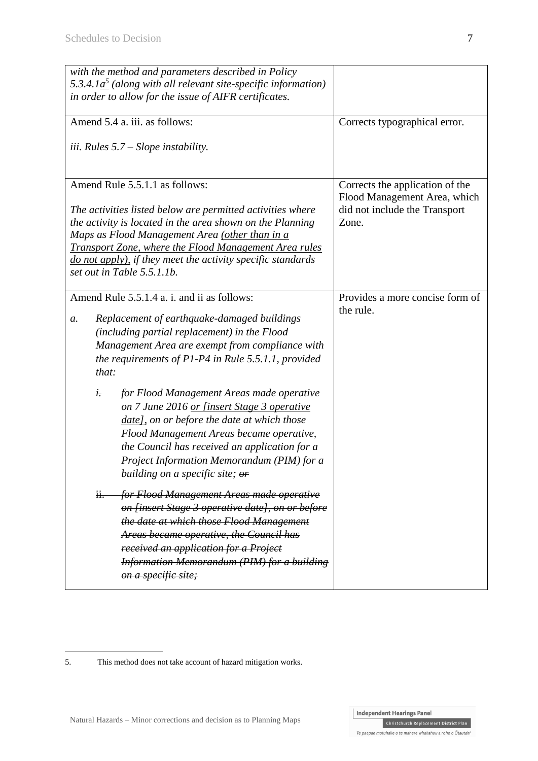| | |
|---|---|
| *with the method and parameters described in Policy 5.3.4.1<u>a</u>[5] (along with all relevant site-specific information) in order to allow for the issue of AIFR certificates.* | |
| Amend 5.4 a. iii. as follows:<br><br>*iii. Rule~~s~~ 5.7 – Slope instability.* | Corrects typographical error. |
| Amend Rule 5.5.1.1 as follows:<br><br>*The activities listed below are permitted activities where the activity is located in the area shown on the Planning Maps as Flood Management Area <u>(other than in a Transport Zone, where the Flood Management Area rules do not apply)</u>, if they meet the activity specific standards set out in Table 5.5.1.1b.* | Corrects the application of the Flood Management Area, which did not include the Transport Zone. |
| Amend Rule 5.5.1.4 a. i. and ii as follows:<br><br>a. *Replacement of earthquake-damaged buildings (including partial replacement) in the Flood Management Area are exempt from compliance with the requirements of P1-P4 in Rule 5.5.1.1, provided that:*<br><br>~~i.~~ *for Flood Management Areas made operative on 7 June 2016 <u>or [insert Stage 3 operative date]</u>, on or before the date at which those Flood Management Areas became operative, the Council has received an application for a Project Information Memorandum (PIM) for a building on a specific site; ~~or~~*<br><br>~~ii. *for Flood Management Areas made operative on [insert Stage 3 operative date], on or before the date at which those Flood Management Areas became operative, the Council has received an application for a Project Information Memorandum (PIM) for a building on a specific site;*~~ | Provides a more concise form of the rule. |

5. This method does not take account of hazard mitigation works.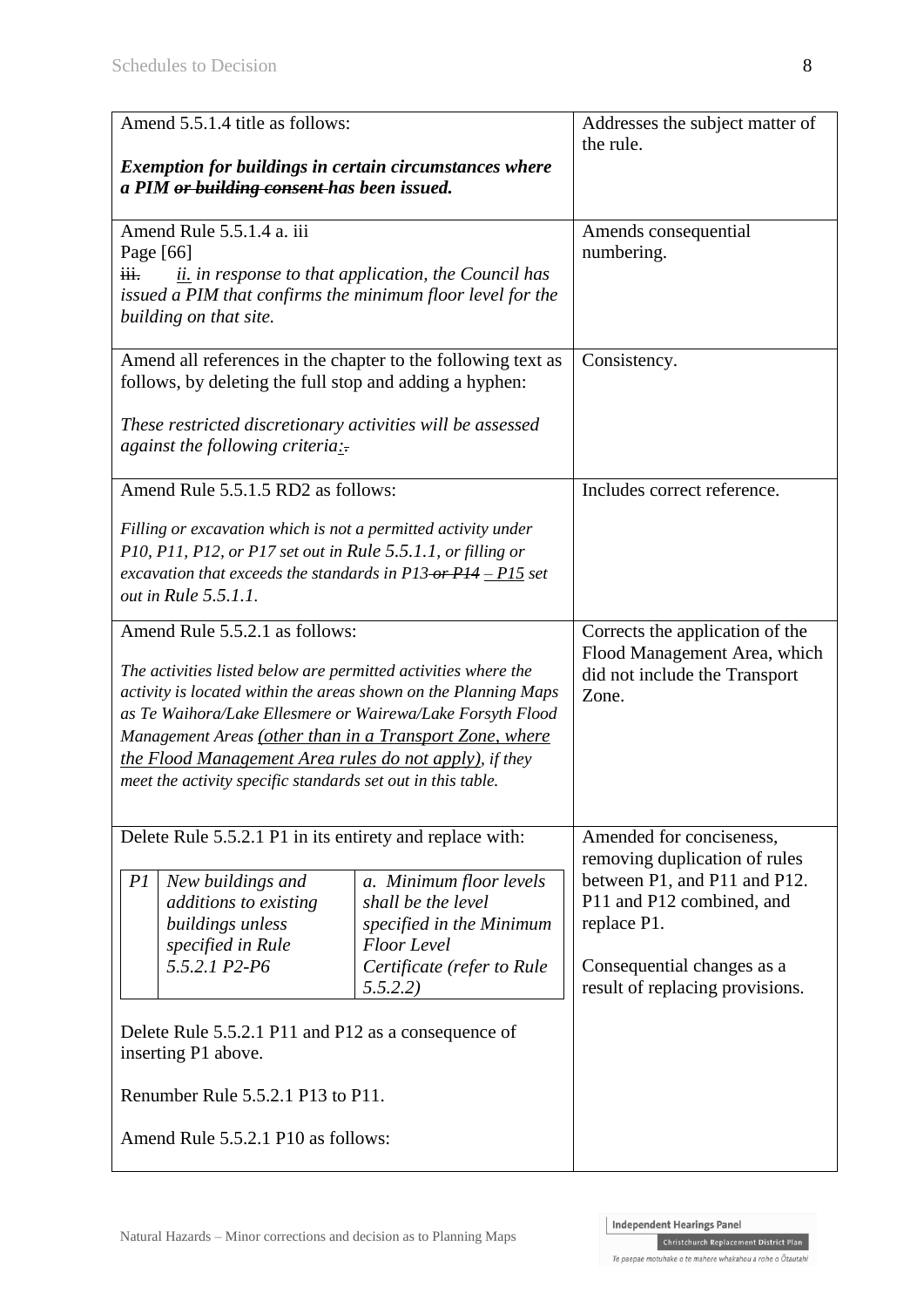| | |
|---|---|
| Amend 5.5.1.4 title as follows:<br><br>***Exemption for buildings in certain circumstances where a PIM ~~or building consent~~ has been issued.*** | Addresses the subject matter of the rule. |
| Amend Rule 5.5.1.4 a. iii<br>Page [66]<br>~~iii.~~ <u>*ii.*</u> *in response to that application, the Council has issued a PIM that confirms the minimum floor level for the building on that site.* | Amends consequential numbering. |
| Amend all references in the chapter to the following text as follows, by deleting the full stop and adding a hyphen:<br><br>*These restricted discretionary activities will be assessed against the following criteria<u>:</u>~~.~~* | Consistency. |
| Amend Rule 5.5.1.5 RD2 as follows:<br><br>*Filling or excavation which is not a permitted activity under P10, P11, P12, or P17 set out in Rule 5.5.1.1, or filling or excavation that exceeds the standards in P13 ~~or P14~~ <u>– P15</u> set out in Rule 5.5.1.1.* | Includes correct reference. |
| Amend Rule 5.5.2.1 as follows:<br><br>*The activities listed below are permitted activities where the activity is located within the areas shown on the Planning Maps as Te Waihora/Lake Ellesmere or Wairewa/Lake Forsyth Flood Management Areas <u>(other than in a Transport Zone, where the Flood Management Area rules do not apply)</u>, if they meet the activity specific standards set out in this table.* | Corrects the application of the Flood Management Area, which did not include the Transport Zone. |
| Delete Rule 5.5.2.1 P1 in its entirety and replace with:<br><br>*P1* \| *New buildings and additions to existing buildings unless specified in Rule 5.5.2.1 P2-P6* \| *a. Minimum floor levels shall be the level specified in the Minimum Floor Level Certificate (refer to Rule 5.5.2.2)*<br><br>Delete Rule 5.5.2.1 P11 and P12 as a consequence of inserting P1 above.<br><br>Renumber Rule 5.5.2.1 P13 to P11.<br><br>Amend Rule 5.5.2.1 P10 as follows: | Amended for conciseness, removing duplication of rules between P1, and P11 and P12. P11 and P12 combined, and replace P1.<br><br>Consequential changes as a result of replacing provisions. |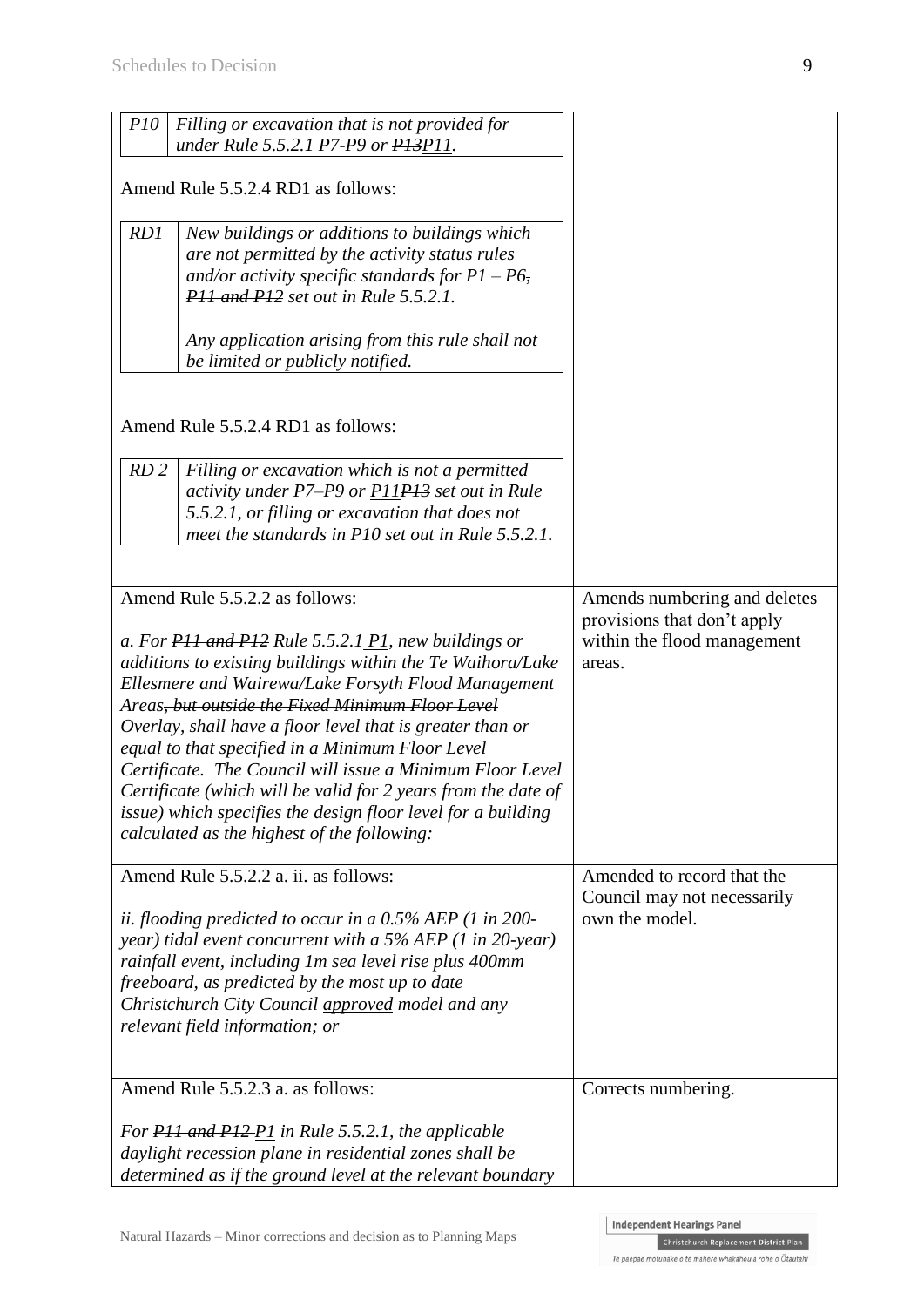| Amendment | Reason |
|---|---|
| *P10* *Filling or excavation that is not provided for under Rule 5.5.2.1 P7-P9 or ~~P13~~<u>P11</u>.*<br><br>Amend Rule 5.5.2.4 RD1 as follows:<br><br>*RD1* *New buildings or additions to buildings which are not permitted by the activity status rules and/or activity specific standards for P1 – P6~~,~~ ~~P11 and P12~~ set out in Rule 5.5.2.1.*<br><br>*Any application arising from this rule shall not be limited or publicly notified.*<br><br>Amend Rule 5.5.2.4 RD1 as follows:<br><br>*RD 2* *Filling or excavation which is not a permitted activity under P7–P9 or <u>P11</u>~~P13~~ set out in Rule 5.5.2.1, or filling or excavation that does not meet the standards in P10 set out in Rule 5.5.2.1.* | |
| Amend Rule 5.5.2.2 as follows:<br><br>*a. For ~~P11 and P12~~ Rule 5.5.2.1 <u>P1</u>, new buildings or additions to existing buildings within the Te Waihora/Lake Ellesmere and Wairewa/Lake Forsyth Flood Management Areas~~, but outside the Fixed Minimum Floor Level Overlay,~~ shall have a floor level that is greater than or equal to that specified in a Minimum Floor Level Certificate. The Council will issue a Minimum Floor Level Certificate (which will be valid for 2 years from the date of issue) which specifies the design floor level for a building calculated as the highest of the following:* | Amends numbering and deletes provisions that don't apply within the flood management areas. |
| Amend Rule 5.5.2.2 a. ii. as follows:<br><br>*ii. flooding predicted to occur in a 0.5% AEP (1 in 200-year) tidal event concurrent with a 5% AEP (1 in 20-year) rainfall event, including 1m sea level rise plus 400mm freeboard, as predicted by the most up to date Christchurch City Council <u>approved</u> model and any relevant field information; or* | Amended to record that the Council may not necessarily own the model. |
| Amend Rule 5.5.2.3 a. as follows:<br><br>*For ~~P11 and P12~~ <u>P1</u> in Rule 5.5.2.1, the applicable daylight recession plane in residential zones shall be determined as if the ground level at the relevant boundary* | Corrects numbering. |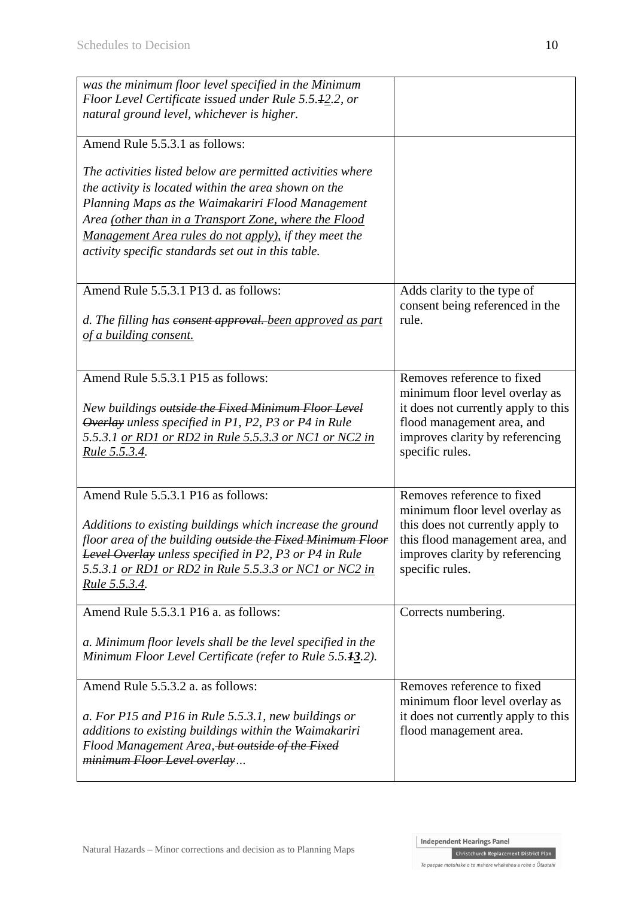| | |
|---|---|
| *was the minimum floor level specified in the Minimum Floor Level Certificate issued under Rule 5.5.~~1~~<u>2</u>.2, or natural ground level, whichever is higher.* | |
| Amend Rule 5.5.3.1 as follows:<br><br>*The activities listed below are permitted activities where the activity is located within the area shown on the Planning Maps as the Waimakariri Flood Management Area <u>(other than in a Transport Zone, where the Flood Management Area rules do not apply)</u>, if they meet the activity specific standards set out in this table.* | |
| Amend Rule 5.5.3.1 P13 d. as follows:<br><br>*d. The filling has ~~consent approval.~~ <u>been approved as part of a building consent.</u>* | Adds clarity to the type of consent being referenced in the rule. |
| Amend Rule 5.5.3.1 P15 as follows:<br><br>*New buildings ~~outside the Fixed Minimum Floor Level Overlay~~ unless specified in P1, P2, P3 or P4 in Rule 5.5.3.1 <u>or RD1 or RD2 in Rule 5.5.3.3 or NC1 or NC2 in Rule 5.5.3.4</u>.* | Removes reference to fixed minimum floor level overlay as it does not currently apply to this flood management area, and improves clarity by referencing specific rules. |
| Amend Rule 5.5.3.1 P16 as follows:<br><br>*Additions to existing buildings which increase the ground floor area of the building ~~outside the Fixed Minimum Floor Level Overlay~~ unless specified in P2, P3 or P4 in Rule 5.5.3.1 <u>or RD1 or RD2 in Rule 5.5.3.3 or NC1 or NC2 in Rule 5.5.3.4</u>.* | Removes reference to fixed minimum floor level overlay as this does not currently apply to this flood management area, and improves clarity by referencing specific rules. |
| Amend Rule 5.5.3.1 P16 a. as follows:<br><br>*a. Minimum floor levels shall be the level specified in the Minimum Floor Level Certificate (refer to Rule 5.5.~~1~~**<u>3</u>**.2).* | Corrects numbering. |
| Amend Rule 5.5.3.2 a. as follows:<br><br>*a. For P15 and P16 in Rule 5.5.3.1, new buildings or additions to existing buildings within the Waimakariri Flood Management Area~~, but outside of the Fixed minimum Floor Level overlay~~…* | Removes reference to fixed minimum floor level overlay as it does not currently apply to this flood management area. |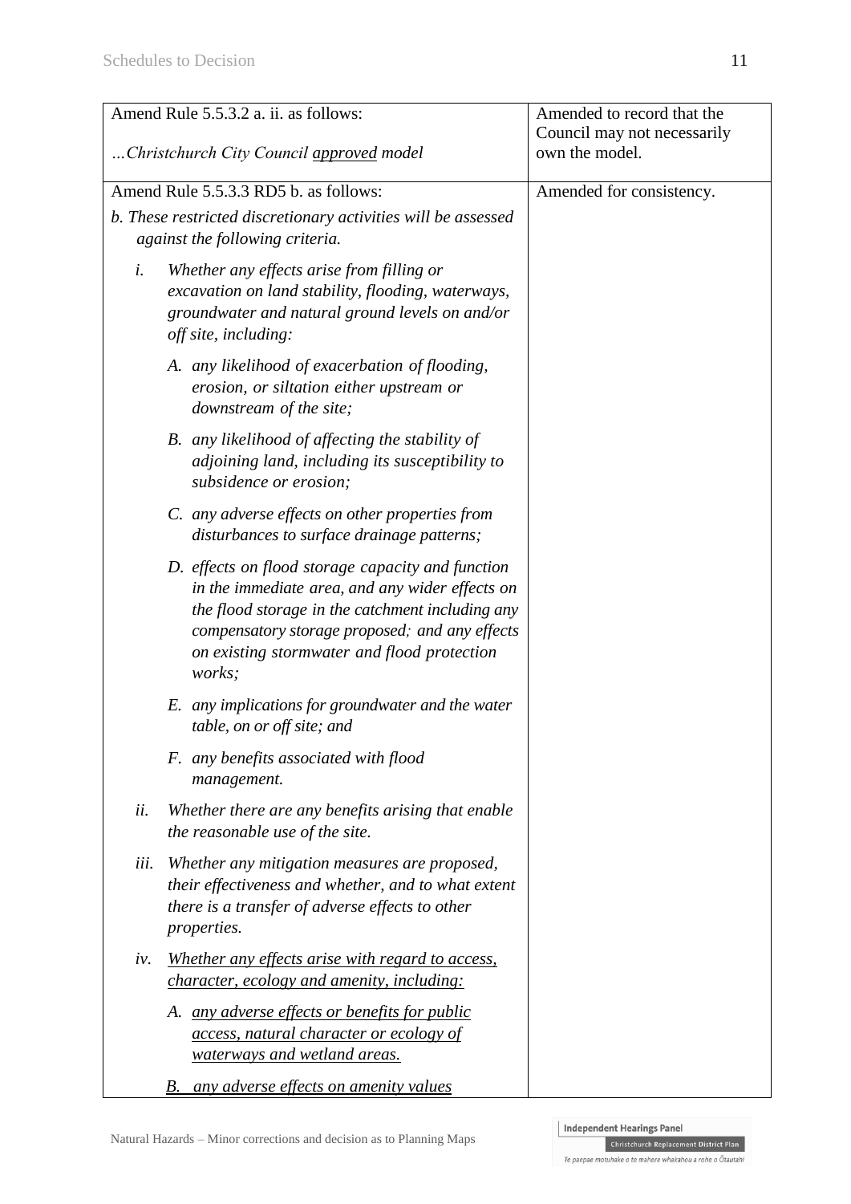| | |
|---|---|
| Amend Rule 5.5.3.2 a. ii. as follows:<br><br>*…Christchurch City Council <u>approved</u> model* | Amended to record that the Council may not necessarily own the model. |
| Amend Rule 5.5.3.3 RD5 b. as follows:<br><br>*b. These restricted discretionary activities will be assessed against the following criteria.*<br><br>*i. Whether any effects arise from filling or excavation on land stability, flooding, waterways, groundwater and natural ground levels on and/or off site, including:*<br><br>*A. any likelihood of exacerbation of flooding, erosion, or siltation either upstream or downstream of the site;*<br><br>*B. any likelihood of affecting the stability of adjoining land, including its susceptibility to subsidence or erosion;*<br><br>*C. any adverse effects on other properties from disturbances to surface drainage patterns;*<br><br>*D. effects on flood storage capacity and function in the immediate area, and any wider effects on the flood storage in the catchment including any compensatory storage proposed; and any effects on existing stormwater and flood protection works;*<br><br>*E. any implications for groundwater and the water table, on or off site; and*<br><br>*F. any benefits associated with flood management.*<br><br>*ii. Whether there are any benefits arising that enable the reasonable use of the site.*<br><br>*iii. Whether any mitigation measures are proposed, their effectiveness and whether, and to what extent there is a transfer of adverse effects to other properties.*<br><br>*iv. <u>Whether any effects arise with regard to access, character, ecology and amenity, including:</u>*<br><br>*A. <u>any adverse effects or benefits for public access, natural character or ecology of waterways and wetland areas.</u>*<br><br>*<u>B. any adverse effects on amenity values</u>* | Amended for consistency. |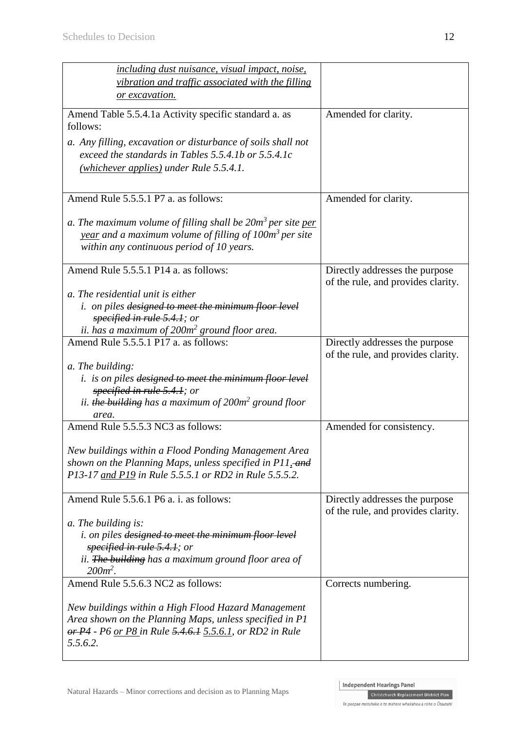| | |
|---|---|
| <u>*including dust nuisance, visual impact, noise, vibration and traffic associated with the filling or excavation.*</u> | |
| Amend Table 5.5.4.1a Activity specific standard a. as follows:<br><br>*a. Any filling, excavation or disturbance of soils shall not exceed the standards in Tables 5.5.4.1b or 5.5.4.1c <u>(whichever applies)</u> under Rule 5.5.4.1.* | Amended for clarity. |
| Amend Rule 5.5.5.1 P7 a. as follows:<br><br>*a. The maximum volume of filling shall be $20m^3$ per site <u>per year</u> and a maximum volume of filling of $100m^3$ per site within any continuous period of 10 years.* | Amended for clarity. |
| Amend Rule 5.5.5.1 P14 a. as follows:<br><br>*a. The residential unit is either*<br>*i. on piles ~~designed to meet the minimum floor level specified in rule 5.4.1~~; or*<br>*ii. has a maximum of $200m^2$ ground floor area.* | Directly addresses the purpose of the rule, and provides clarity. |
| Amend Rule 5.5.5.1 P17 a. as follows:<br><br>*a. The building:*<br>*i. is on piles ~~designed to meet the minimum floor level specified in rule 5.4.1~~; or*<br>*ii. ~~the building~~ has a maximum of $200m^2$ ground floor area.* | Directly addresses the purpose of the rule, and provides clarity. |
| Amend Rule 5.5.5.3 NC3 as follows:<br><br>*New buildings within a Flood Ponding Management Area shown on the Planning Maps, unless specified in P11<u>,</u> ~~and~~ P13-17 <u>and P19</u> in Rule 5.5.5.1 or RD2 in Rule 5.5.5.2.* | Amended for consistency. |
| Amend Rule 5.5.6.1 P6 a. i. as follows:<br><br>*a. The building is:*<br>*i. on piles ~~designed to meet the minimum floor level specified in rule 5.4.1~~; or*<br>*ii. ~~The building~~ has a maximum ground floor area of $200m^2$.* | Directly addresses the purpose of the rule, and provides clarity. |
| Amend Rule 5.5.6.3 NC2 as follows:<br><br>*New buildings within a High Flood Hazard Management Area shown on the Planning Maps, unless specified in P1 ~~or P4~~ - P6 <u>or P8</u> in Rule ~~5.4.6.1~~ <u>5.5.6.1</u>, or RD2 in Rule 5.5.6.2.* | Corrects numbering. |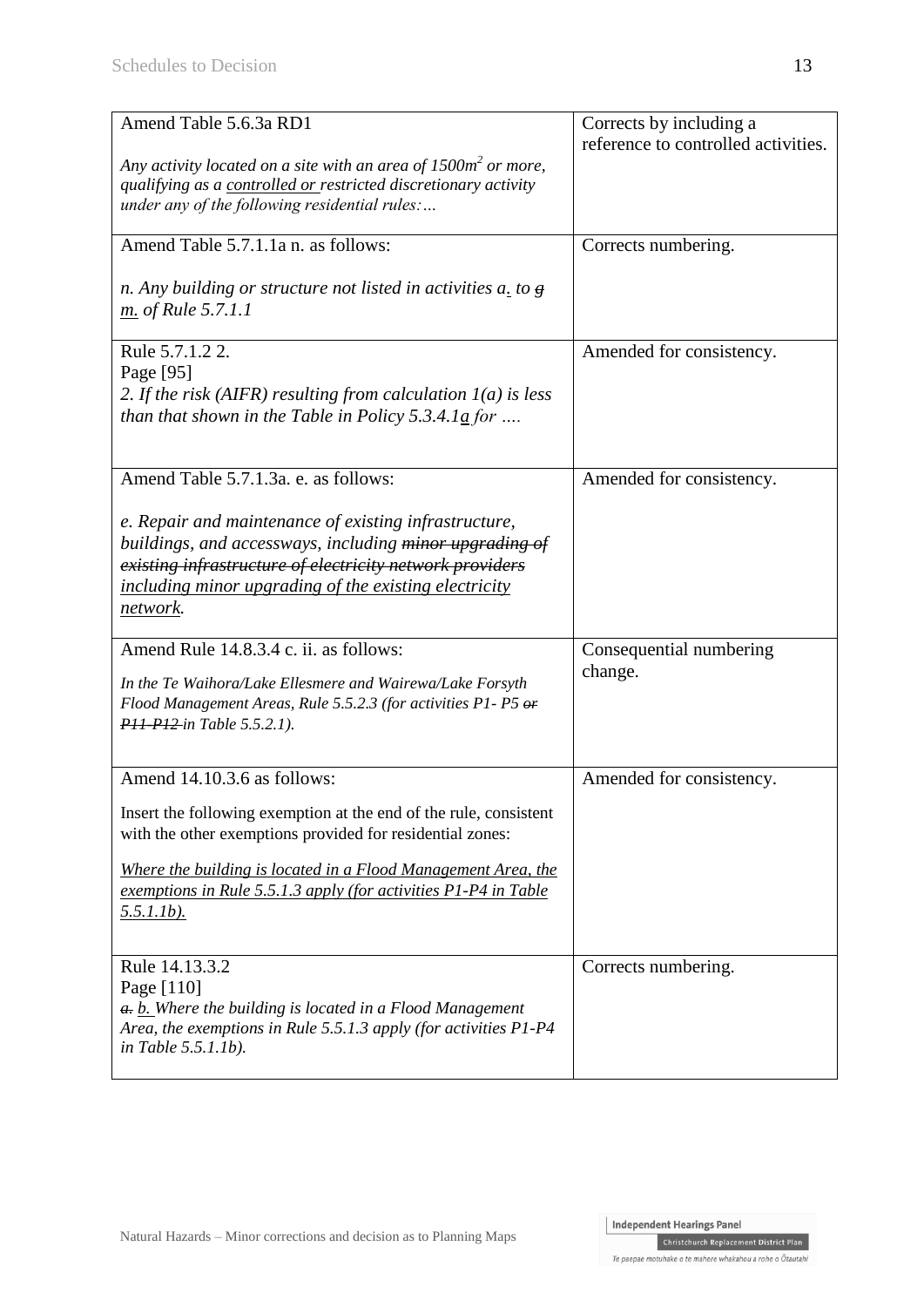| | |
|---|---|
| Amend Table 5.6.3a RD1<br><br>*Any activity located on a site with an area of 1500m$^2$ or more, qualifying as a <u>controlled or</u> restricted discretionary activity under any of the following residential rules:…* | Corrects by including a reference to controlled activities. |
| Amend Table 5.7.1.1a n. as follows:<br><br>*n. Any building or structure not listed in activities a<u>.</u> to ~~g~~ <u>m.</u> of Rule 5.7.1.1* | Corrects numbering. |
| Rule 5.7.1.2 2.<br>Page [95]<br>*2. If the risk (AIFR) resulting from calculation 1(a) is less than that shown in the Table in Policy 5.3.4.1<u>a</u> for ….* | Amended for consistency. |
| Amend Table 5.7.1.3a. e. as follows:<br><br>*e. Repair and maintenance of existing infrastructure, buildings, and accessways, including ~~minor upgrading of existing infrastructure of electricity network providers~~ <u>including minor upgrading of the existing electricity network</u>.* | Amended for consistency. |
| Amend Rule 14.8.3.4 c. ii. as follows:<br><br>*In the Te Waihora/Lake Ellesmere and Wairewa/Lake Forsyth Flood Management Areas, Rule 5.5.2.3 (for activities P1- P5 ~~or P11-P12~~ in Table 5.5.2.1).* | Consequential numbering change. |
| Amend 14.10.3.6 as follows:<br><br>Insert the following exemption at the end of the rule, consistent with the other exemptions provided for residential zones:<br><br>*<u>Where the building is located in a Flood Management Area, the exemptions in Rule 5.5.1.3 apply (for activities P1-P4 in Table 5.5.1.1b).</u>* | Amended for consistency. |
| Rule 14.13.3.2<br>Page [110]<br>*~~a.~~ <u>b.</u> Where the building is located in a Flood Management Area, the exemptions in Rule 5.5.1.3 apply (for activities P1-P4 in Table 5.5.1.1b).* | Corrects numbering. |